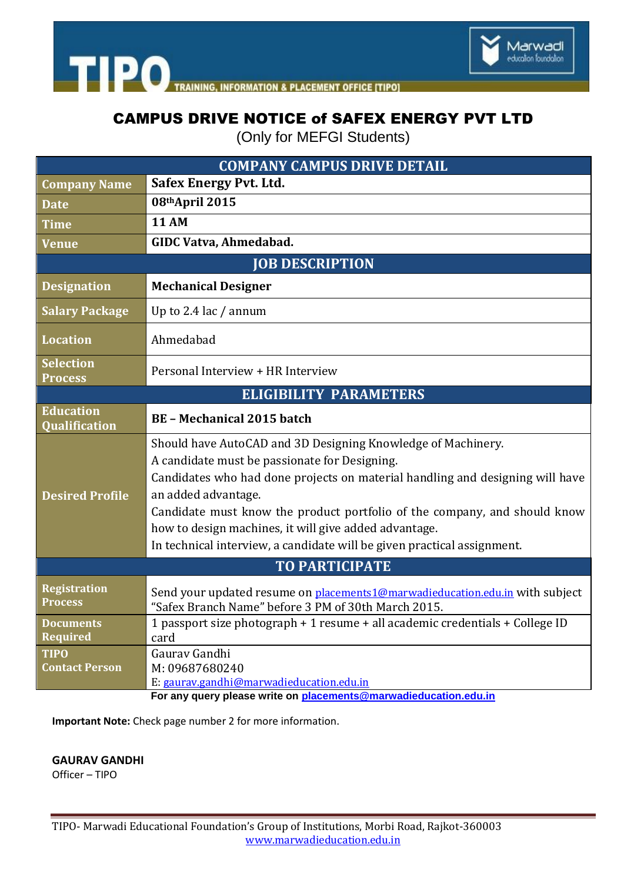TIPO TRAINING, INFORMATION & PLACEMENT OFFICE [TIPO]

Marwadi education foundation

# CAMPUS DRIVE NOTICE of SAFEX ENERGY PVT LTD

(Only for MEFGI Students)

| COMPANY CAMPUS DRIVE DETAIL | |
|---|---|
| **Company Name** | **Safex Energy Pvt. Ltd.** |
| **Date** | **08th April 2015** |
| **Time** | **11 AM** |
| **Venue** | **GIDC Vatva, Ahmedabad.** |
| **JOB DESCRIPTION** | |
| **Designation** | **Mechanical Designer** |
| **Salary Package** | Up to 2.4 lac / annum |
| **Location** | Ahmedabad |
| **Selection Process** | Personal Interview + HR Interview |
| **ELIGIBILITY PARAMETERS** | |
| **Education Qualification** | **BE – Mechanical 2015 batch** |
| **Desired Profile** | Should have AutoCAD and 3D Designing Knowledge of Machinery.<br>A candidate must be passionate for Designing.<br>Candidates who had done projects on material handling and designing will have an added advantage.<br>Candidate must know the product portfolio of the company, and should know how to design machines, it will give added advantage.<br>In technical interview, a candidate will be given practical assignment. |
| **TO PARTICIPATE** | |
| **Registration Process** | Send your updated resume on placements1@marwadieducation.edu.in with subject "Safex Branch Name" before 3 PM of 30th March 2015. |
| **Documents Required** | 1 passport size photograph + 1 resume + all academic credentials + College ID card |
| **TIPO Contact Person** | Gaurav Gandhi<br>M: 09687680240<br>E: gaurav.gandhi@marwadieducation.edu.in |

**For any query please write on placements@marwadieducation.edu.in**

**Important Note:** Check page number 2 for more information.

**GAURAV GANDHI**
Officer – TIPO

TIPO- Marwadi Educational Foundation's Group of Institutions, Morbi Road, Rajkot-360003
www.marwadieducation.edu.in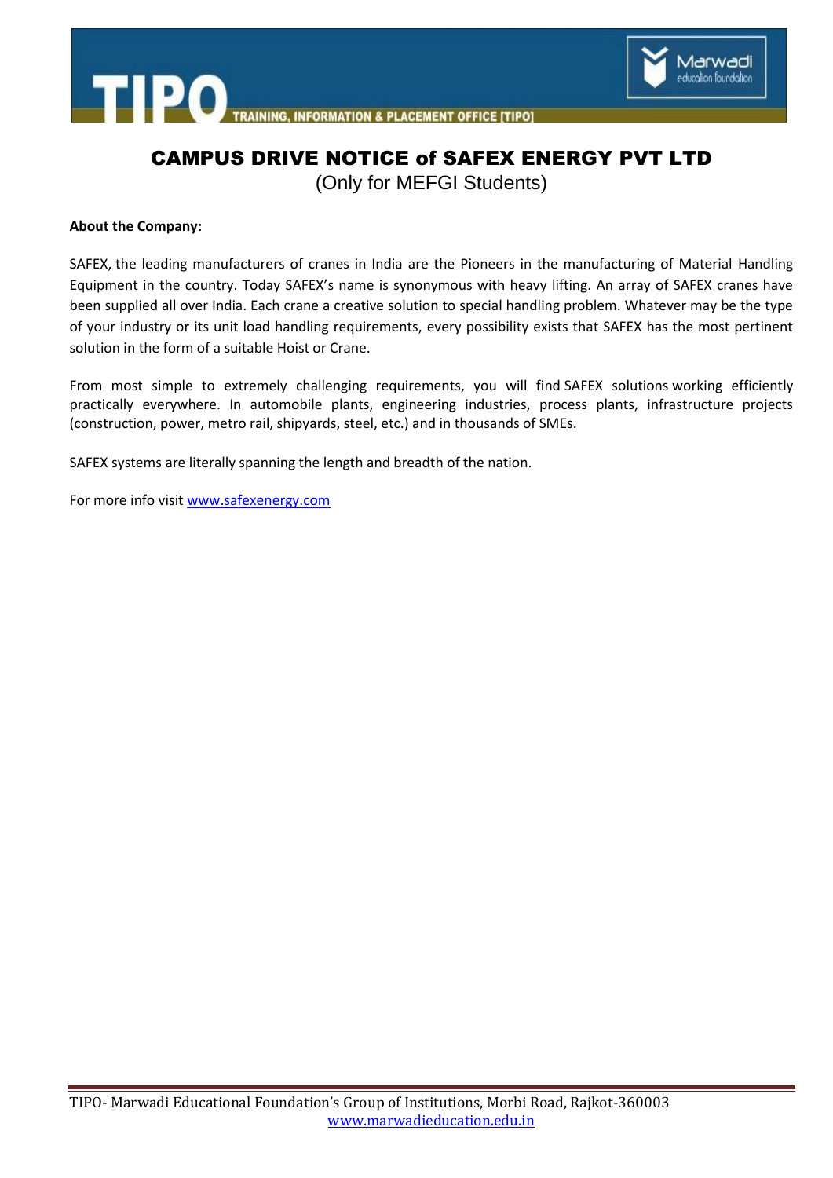# CAMPUS DRIVE NOTICE of SAFEX ENERGY PVT LTD

(Only for MEFGI Students)

**About the Company:**

SAFEX, the leading manufacturers of cranes in India are the Pioneers in the manufacturing of Material Handling Equipment in the country. Today SAFEX's name is synonymous with heavy lifting. An array of SAFEX cranes have been supplied all over India. Each crane a creative solution to special handling problem. Whatever may be the type of your industry or its unit load handling requirements, every possibility exists that SAFEX has the most pertinent solution in the form of a suitable Hoist or Crane.

From most simple to extremely challenging requirements, you will find SAFEX solutions working efficiently practically everywhere. In automobile plants, engineering industries, process plants, infrastructure projects (construction, power, metro rail, shipyards, steel, etc.) and in thousands of SMEs.

SAFEX systems are literally spanning the length and breadth of the nation.

For more info visit www.safexenergy.com